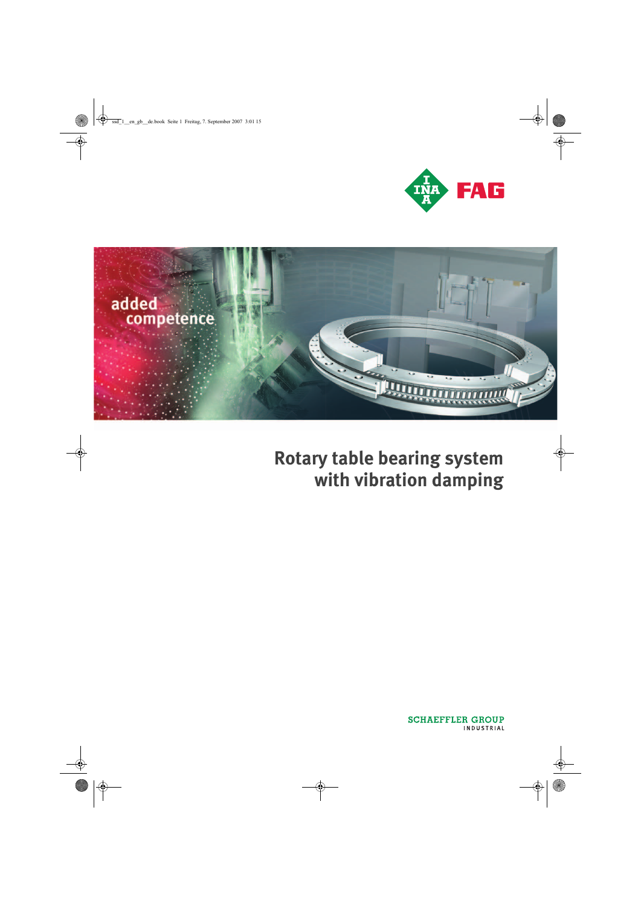# Rotary table bearing system with vibration damping

SCHAEFFLER GROUP

INDUSTRIAL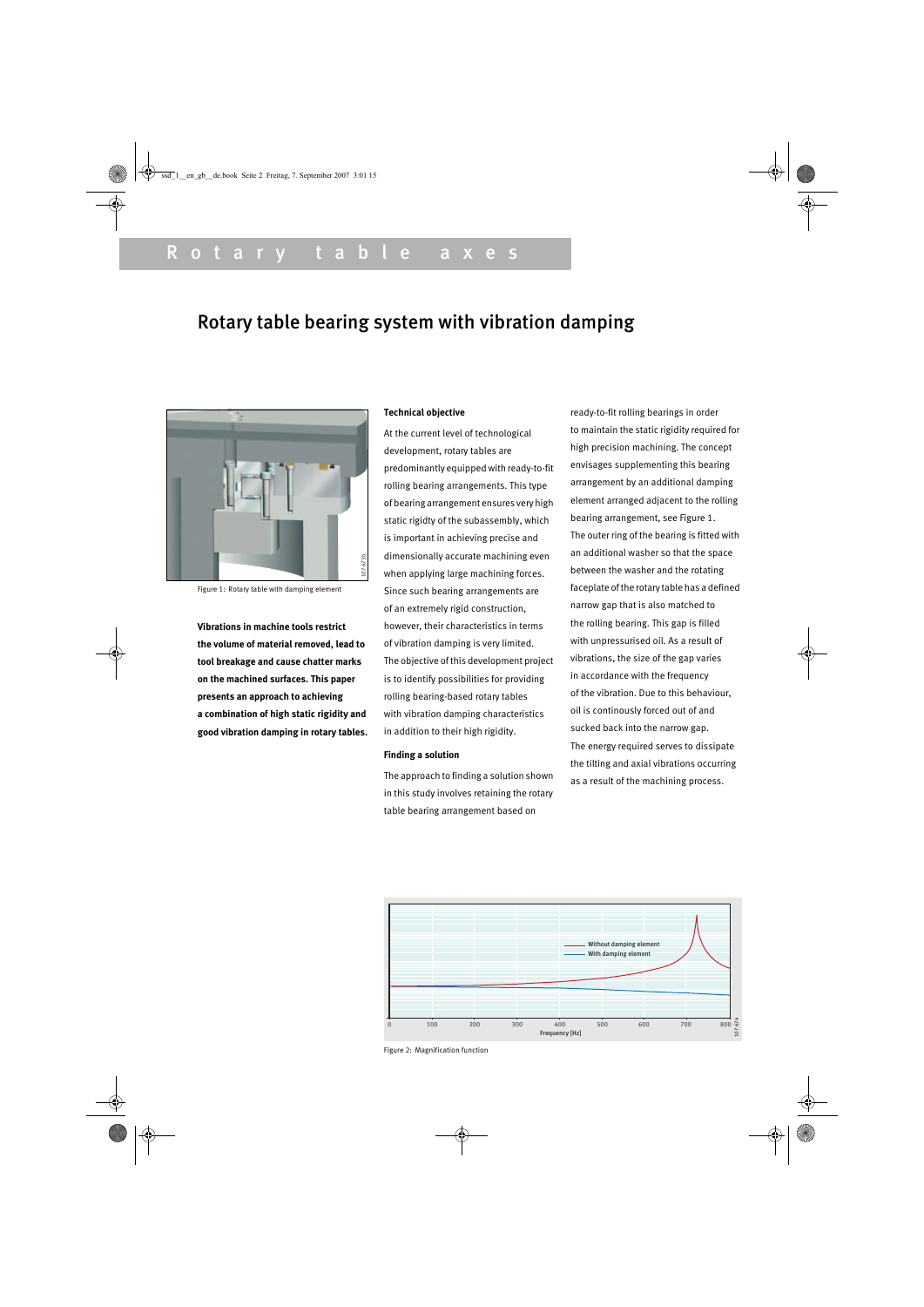# Rotary table axes

## Rotary table bearing system with vibration damping

Figure 1: Rotary table with damping element

**Vibrations in machine tools restrict the volume of material removed, lead to tool breakage and cause chatter marks on the machined surfaces. This paper presents an approach to achieving a combination of high static rigidity and good vibration damping in rotary tables.**

### Technical objective

At the current level of technological development, rotary tables are predominantly equipped with ready-to-fit rolling bearing arrangements. This type of bearing arrangement ensures very high static rigidty of the subassembly, which is important in achieving precise and dimensionally accurate machining even when applying large machining forces. Since such bearing arrangements are of an extremely rigid construction, however, their characteristics in terms of vibration damping is very limited.

The objective of this development project is to identify possibilities for providing rolling bearing-based rotary tables with vibration damping characteristics in addition to their high rigidity.

### Finding a solution

The approach to finding a solution shown in this study involves retaining the rotary table bearing arrangement based on ready-to-fit rolling bearings in order to maintain the static rigidity required for high precision machining. The concept envisages supplementing this bearing arrangement by an additional damping element arranged adjacent to the rolling bearing arrangement, see Figure 1.

The outer ring of the bearing is fitted with an additional washer so that the space between the washer and the rotating faceplate of the rotary table has a defined narrow gap that is also matched to the rolling bearing. This gap is filled with unpressurised oil. As a result of vibrations, the size of the gap varies in accordance with the frequency of the vibration. Due to this behaviour, oil is continously forced out of and sucked back into the narrow gap.

The energy required serves to dissipate the tilting and axial vibrations occurring as a result of the machining process.

Figure 2: Magnification function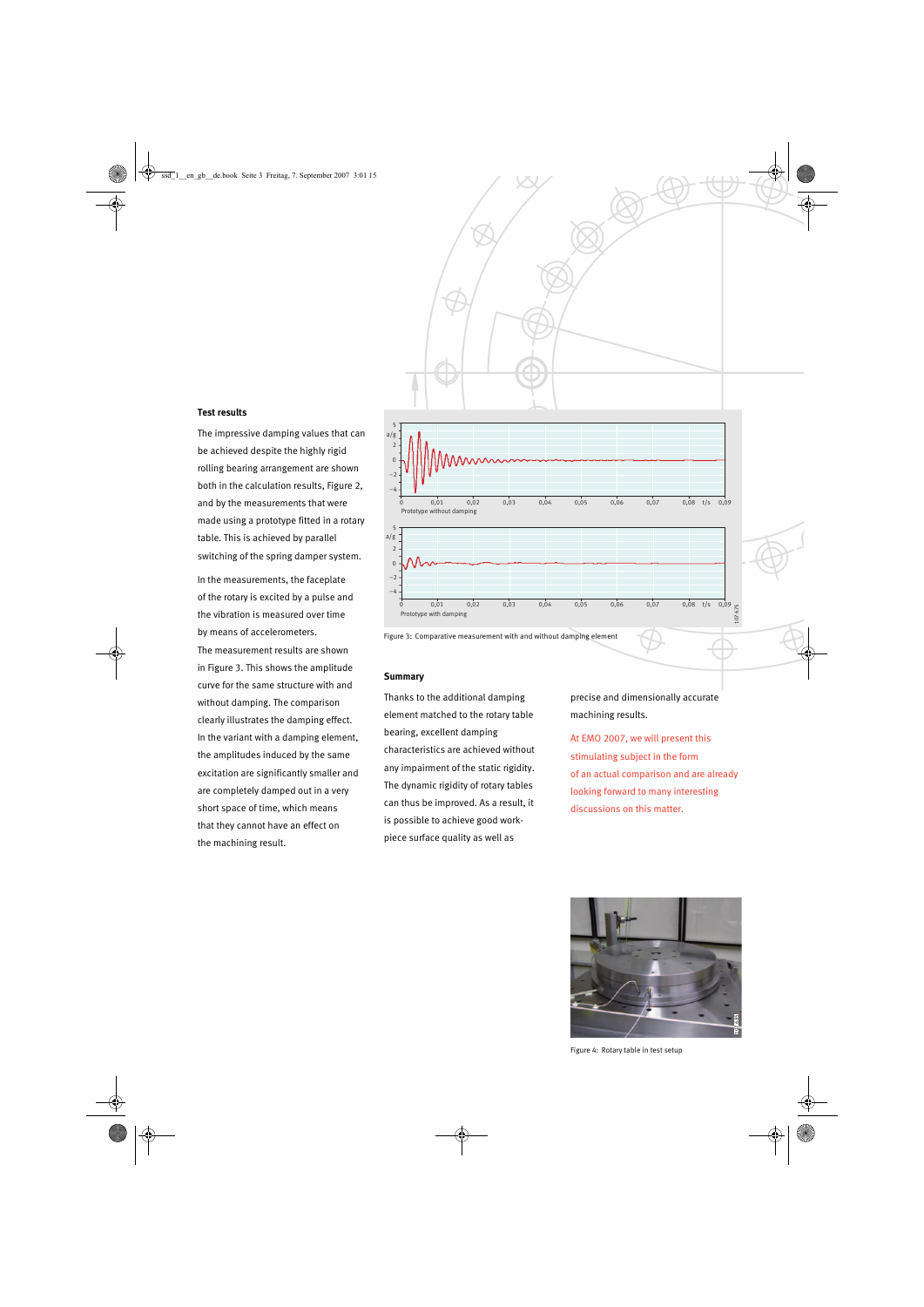### Test results

The impressive damping values that can be achieved despite the highly rigid rolling bearing arrangement are shown both in the calculation results, Figure 2, and by the measurements that were made using a prototype fitted in a rotary table. This is achieved by parallel switching of the spring damper system.

In the measurements, the faceplate of the rotary is excited by a pulse and the vibration is measured over time by means of accelerometers.

The measurement results are shown in Figure 3. This shows the amplitude curve for the same structure with and without damping. The comparison clearly illustrates the damping effect. In the variant with a damping element, the amplitudes induced by the same excitation are significantly smaller and are completely damped out in a very short space of time, which means that they cannot have an effect on the machining result.

Figure 3: Comparative measurement with and without damping element

### Summary

Thanks to the additional damping element matched to the rotary table bearing, excellent damping characteristics are achieved without any impairment of the static rigidity. The dynamic rigidity of rotary tables can thus be improved. As a result, it is possible to achieve good workpiece surface quality as well as precise and dimensionally accurate machining results.

At EMO 2007, we will present this stimulating subject in the form of an actual comparison and are already looking forward to many interesting discussions on this matter.

Figure 4: Rotary table in test setup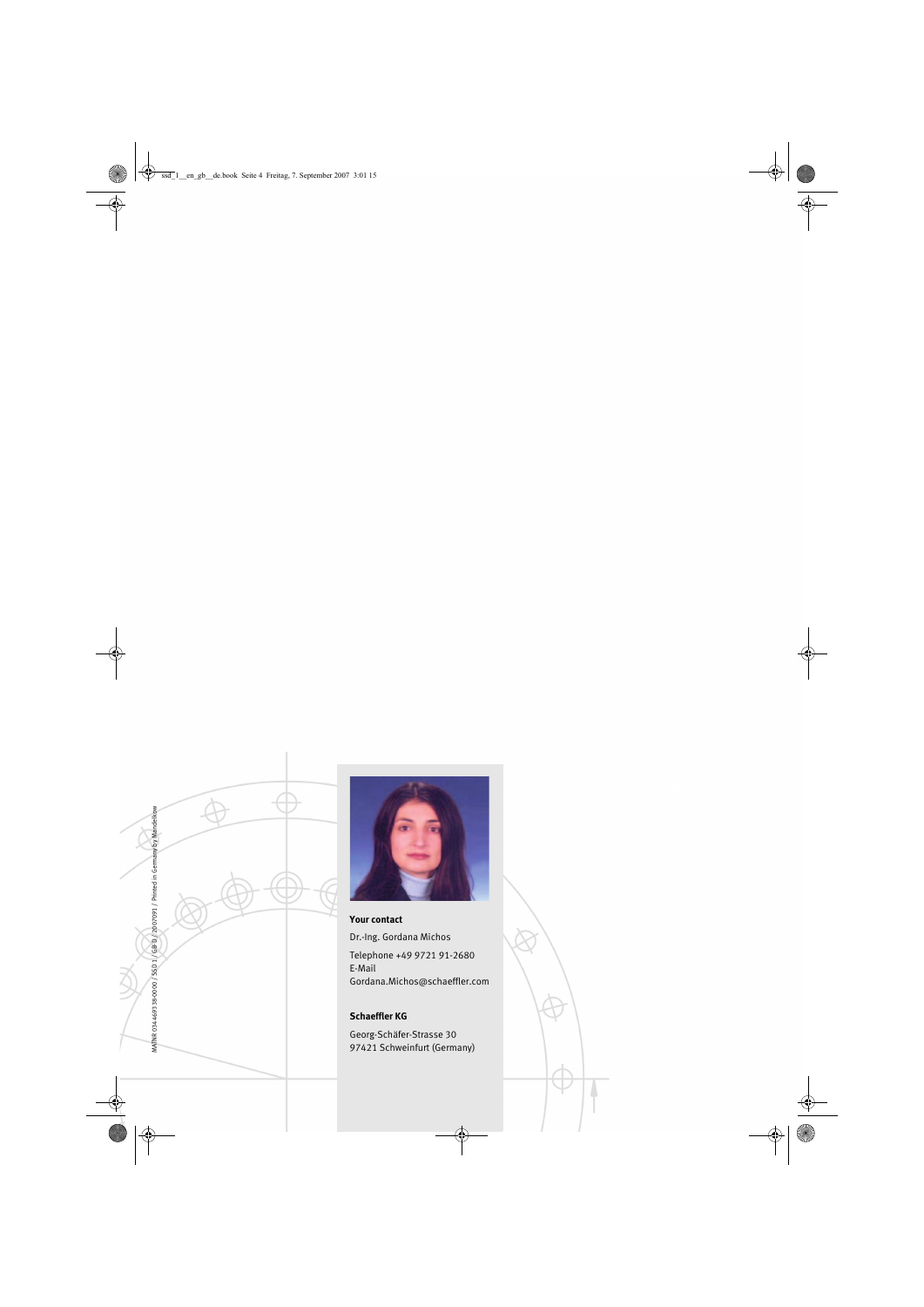**Your contact**

Dr.-Ing. Gordana Michos

Telephone +49 9721 91-2680
E-Mail
Gordana.Michos@schaeffler.com

**Schaeffler KG**

Georg-Schäfer-Strasse 30
97421 Schweinfurt (Germany)

MATNR 034469138-0000 / SSD 1 / GB-D / 2007091 / Printed in Germany by Mandelkow